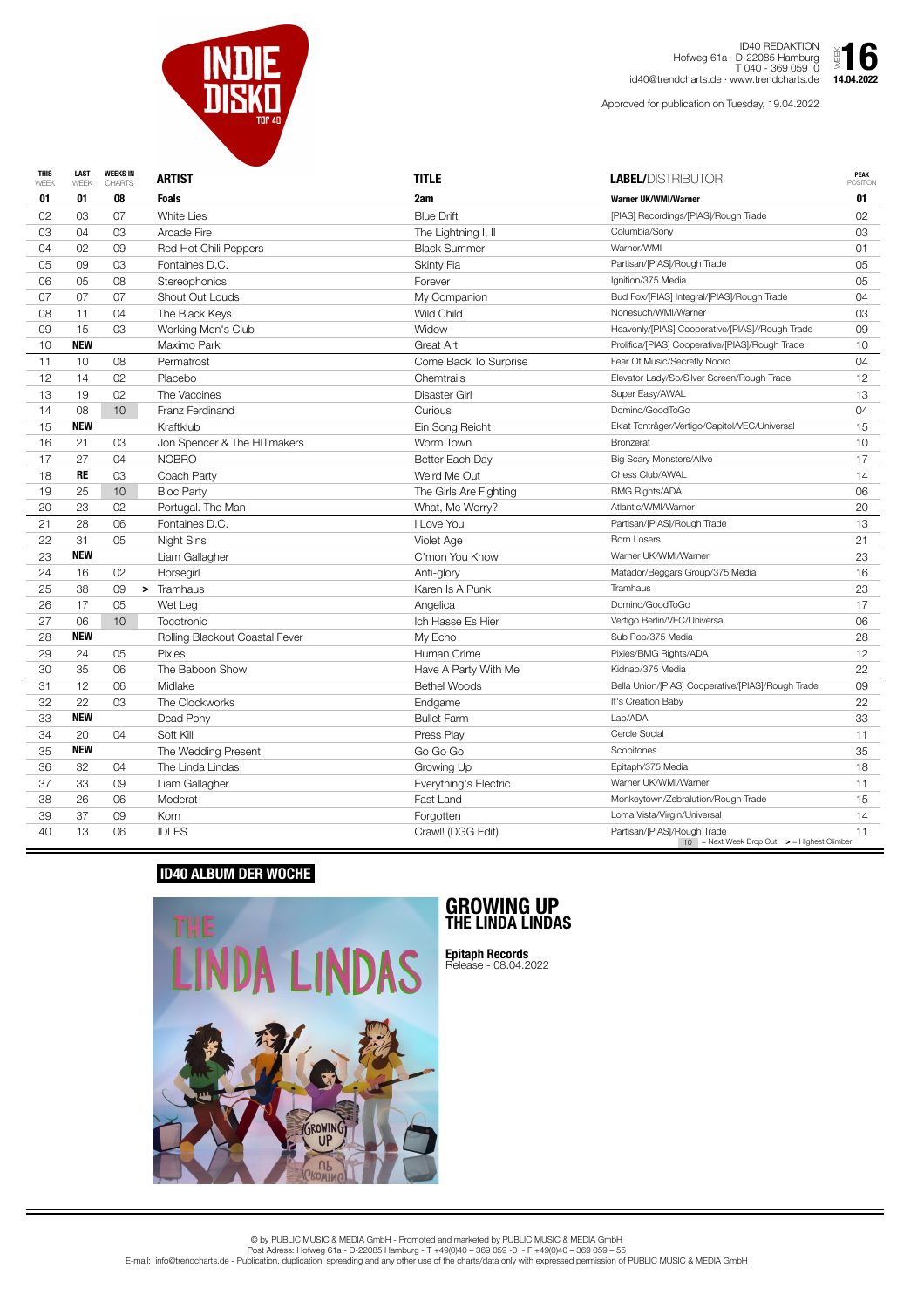# INDIE DISKO TOP 40

ID40 REDAKTION
Hofweg 61a · D-22085 Hamburg
T 040 - 369 059 0
id40@trendcharts.de · www.trendcharts.de

WEEK **16**
**14.04.2022**

Approved for publication on Tuesday, 19.04.2022

| THIS WEEK | LAST WEEK | WEEKS IN CHARTS | | ARTIST | TITLE | LABEL/DISTRIBUTOR | PEAK POSITION |
|---|---|---|---|---|---|---|---|
| **01** | **01** | **08** | | **Foals** | **2am** | **Warner UK/WMI/Warner** | **01** |
| 02 | 03 | 07 | | White Lies | Blue Drift | [PIAS] Recordings/[PIAS]/Rough Trade | 02 |
| 03 | 04 | 03 | | Arcade Fire | The Lightning I, II | Columbia/Sony | 03 |
| 04 | 02 | 09 | | Red Hot Chili Peppers | Black Summer | Warner/WMI | 01 |
| 05 | 09 | 03 | | Fontaines D.C. | Skinty Fia | Partisan/[PIAS]/Rough Trade | 05 |
| 06 | 05 | 08 | | Stereophonics | Forever | Ignition/375 Media | 05 |
| 07 | 07 | 07 | | Shout Out Louds | My Companion | Bud Fox/[PIAS] Integral/[PIAS]/Rough Trade | 04 |
| 08 | 11 | 04 | | The Black Keys | Wild Child | Nonesuch/WMI/Warner | 03 |
| 09 | 15 | 03 | | Working Men's Club | Widow | Heavenly/[PIAS] Cooperative/[PIAS]//Rough Trade | 09 |
| 10 | **NEW** | | | Maximo Park | Great Art | Prolifica/[PIAS] Cooperative/[PIAS]/Rough Trade | 10 |
| 11 | 10 | 08 | | Permafrost | Come Back To Surprise | Fear Of Music/Secretly Noord | 04 |
| 12 | 14 | 02 | | Placebo | Chemtrails | Elevator Lady/So/Silver Screen/Rough Trade | 12 |
| 13 | 19 | 02 | | The Vaccines | Disaster Girl | Super Easy/AWAL | 13 |
| 14 | 08 | 10 | | Franz Ferdinand | Curious | Domino/GoodToGo | 04 |
| 15 | **NEW** | | | Kraftklub | Ein Song Reicht | Eklat Tonträger/Vertigo/Capitol/VEC/Universal | 15 |
| 16 | 21 | 03 | | Jon Spencer & The HITmakers | Worm Town | Bronzerat | 10 |
| 17 | 27 | 04 | | NOBRO | Better Each Day | Big Scary Monsters/Al!ve | 17 |
| 18 | **RE** | 03 | | Coach Party | Weird Me Out | Chess Club/AWAL | 14 |
| 19 | 25 | 10 | | Bloc Party | The Girls Are Fighting | BMG Rights/ADA | 06 |
| 20 | 23 | 02 | | Portugal. The Man | What, Me Worry? | Atlantic/WMI/Warner | 20 |
| 21 | 28 | 06 | | Fontaines D.C. | I Love You | Partisan/[PIAS]/Rough Trade | 13 |
| 22 | 31 | 05 | | Night Sins | Violet Age | Born Losers | 21 |
| 23 | **NEW** | | | Liam Gallagher | C'mon You Know | Warner UK/WMI/Warner | 23 |
| 24 | 16 | 02 | | Horsegirl | Anti-glory | Matador/Beggars Group/375 Media | 16 |
| 25 | 38 | 09 | > | Tramhaus | Karen Is A Punk | Tramhaus | 23 |
| 26 | 17 | 05 | | Wet Leg | Angelica | Domino/GoodToGo | 17 |
| 27 | 06 | 10 | | Tocotronic | Ich Hasse Es Hier | Vertigo Berlin/VEC/Universal | 06 |
| 28 | **NEW** | | | Rolling Blackout Coastal Fever | My Echo | Sub Pop/375 Media | 28 |
| 29 | 24 | 05 | | Pixies | Human Crime | Pixies/BMG Rights/ADA | 12 |
| 30 | 35 | 06 | | The Baboon Show | Have A Party With Me | Kidnap/375 Media | 22 |
| 31 | 12 | 06 | | Midlake | Bethel Woods | Bella Union/[PIAS] Cooperative/[PIAS]/Rough Trade | 09 |
| 32 | 22 | 03 | | The Clockworks | Endgame | It's Creation Baby | 22 |
| 33 | **NEW** | | | Dead Pony | Bullet Farm | Lab/ADA | 33 |
| 34 | 20 | 04 | | Soft Kill | Press Play | Cercle Social | 11 |
| 35 | **NEW** | | | The Wedding Present | Go Go Go | Scopitones | 35 |
| 36 | 32 | 04 | | The Linda Lindas | Growing Up | Epitaph/375 Media | 18 |
| 37 | 33 | 09 | | Liam Gallagher | Everything's Electric | Warner UK/WMI/Warner | 11 |
| 38 | 26 | 06 | | Moderat | Fast Land | Monkeytown/Zebralution/Rough Trade | 15 |
| 39 | 37 | 09 | | Korn | Forgotten | Loma Vista/Virgin/Universal | 14 |
| 40 | 13 | 06 | | IDLES | Crawl! (DGG Edit) | Partisan/[PIAS]/Rough Trade | 11 |

10 = Next Week Drop Out   > = Highest Climber

## ID40 ALBUM DER WOCHE

**GROWING UP**
**THE LINDA LINDAS**

**Epitaph Records**
Release - 08.04.2022

© by PUBLIC MUSIC & MEDIA GmbH - Promoted and marketed by PUBLIC MUSIC & MEDIA GmbH
Post Adress: Hofweg 61a - D-22085 Hamburg - T +49(0)40 – 369 059 -0 - F +49(0)40 – 369 059 – 55
E-mail: info@trendcharts.de - Publication, duplication, spreading and any other use of the charts/data only with expressed permission of PUBLIC MUSIC & MEDIA GmbH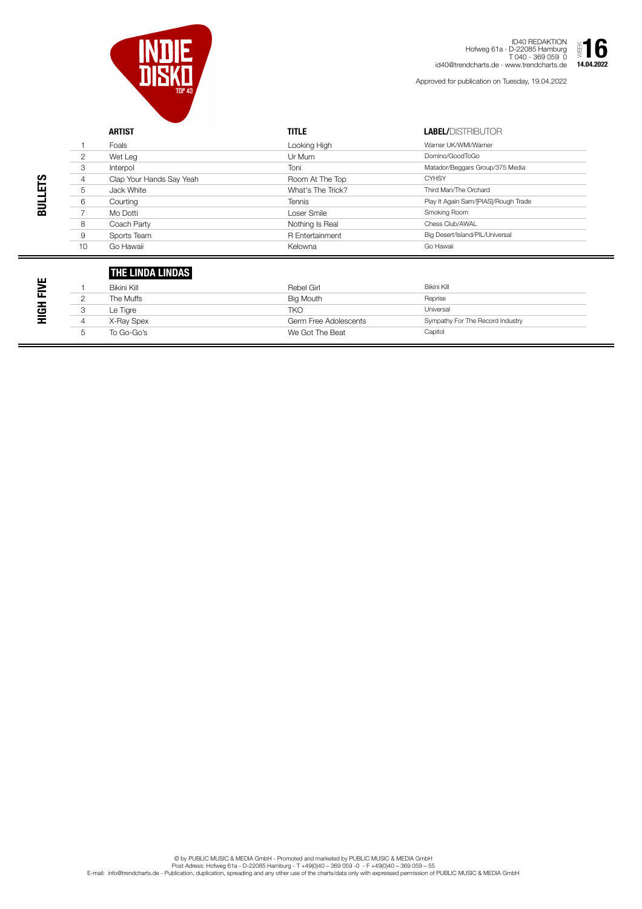INDIE DISKO TOP 40

ID40 REDAKTION
Hofweg 61a · D-22085 Hamburg
T 040 - 369 059 0
id40@trendcharts.de · www.trendcharts.de

WEEK **16**
**14.04.2022**

Approved for publication on Tuesday, 19.04.2022

## BULLETS

| | ARTIST | TITLE | LABEL/DISTRIBUTOR |
|---|---|---|---|
| 1 | Foals | Looking High | Warner UK/WMI/Warner |
| 2 | Wet Leg | Ur Mum | Domino/GoodToGo |
| 3 | Interpol | Toni | Matador/Beggars Group/375 Media |
| 4 | Clap Your Hands Say Yeah | Room At The Top | CYHSY |
| 5 | Jack White | What's The Trick? | Third Man/The Orchard |
| 6 | Courting | Tennis | Play It Again Sam/[PIAS]/Rough Trade |
| 7 | Mo Dotti | Loser Smile | Smoking Room |
| 8 | Coach Party | Nothing Is Real | Chess Club/AWAL |
| 9 | Sports Team | R Entertainment | Big Desert/Island/PIL/Universal |
| 10 | Go Hawaii | Kelowna | Go Hawaii |

## HIGH FIVE

**THE LINDA LINDAS**

| | ARTIST | TITLE | LABEL |
|---|---|---|---|
| 1 | Bikini Kill | Rebel Girl | Bikini Kill |
| 2 | The Muffs | Big Mouth | Reprise |
| 3 | Le Tigre | TKO | Universal |
| 4 | X-Ray Spex | Germ Free Adolescents | Sympathy For The Record Industry |
| 5 | To Go-Go's | We Got The Beat | Capitol |

© by PUBLIC MUSIC & MEDIA GmbH - Promoted and marketed by PUBLIC MUSIC & MEDIA GmbH
Post Adress: Hofweg 61a - D-22085 Hamburg - T +49(0)40 – 369 059 -0 - F +49(0)40 – 369 059 – 55
E-mail: info@trendcharts.de - Publication, duplication, spreading and any other use of the charts/data only with expressed permission of PUBLIC MUSIC & MEDIA GmbH